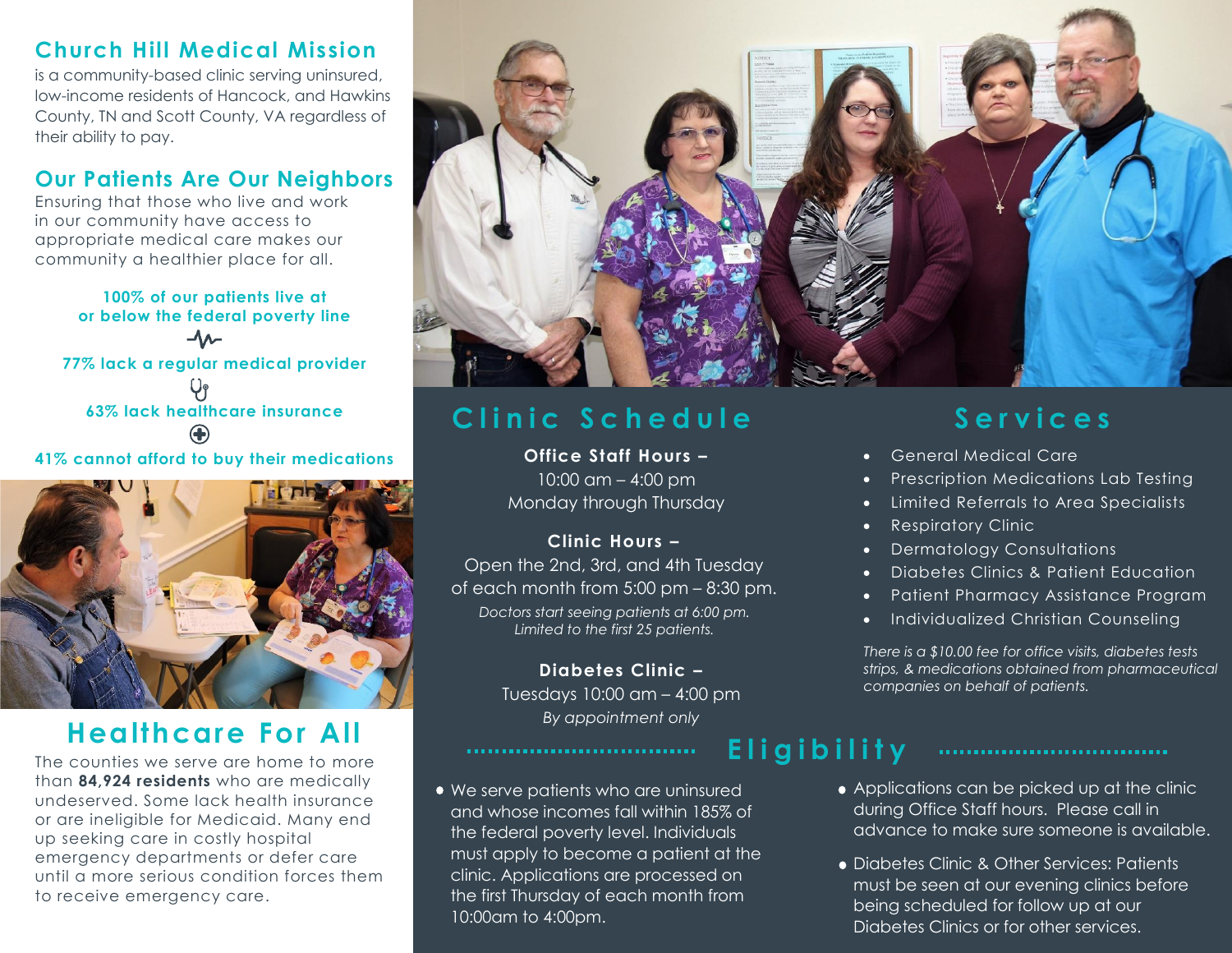## Church Hill Medical Mission

is a community-based clinic serving uninsured, low-income residents of Hancock, and Hawkins County, TN and Scott County, VA regardless of their ability to pay.

## Our Patients Are Our Neighbors

Ensuring that those who live and work in our community have access to appropriate medical care makes our community a healthier place for all.

**100% of our patients live at or below the federal poverty line**

**77% lack a regular medical provider**

**63% lack healthcare insurance**

**41% cannot afford to buy their medications**

## Healthcare For All

The counties we serve are home to more than **84,924 residents** who are medically underserved. Some lack health insurance or are ineligible for Medicaid. Many end up seeking care in costly hospital emergency departments or defer care until a more serious condition forces them to receive emergency care.

## Clinic Schedule

**Office Staff Hours –**
10:00 am – 4:00 pm
Monday through Thursday

**Clinic Hours –**
Open the 2nd, 3rd, and 4th Tuesday of each month from 5:00 pm – 8:30 pm.
*Doctors start seeing patients at 6:00 pm. Limited to the first 25 patients.*

**Diabetes Clinic –**
Tuesdays 10:00 am – 4:00 pm
*By appointment only*

## Services

- General Medical Care
- Prescription Medications Lab Testing
- Limited Referrals to Area Specialists
- Respiratory Clinic
- Dermatology Consultations
- Diabetes Clinics & Patient Education
- Patient Pharmacy Assistance Program
- Individualized Christian Counseling

*There is a $10.00 fee for office visits, diabetes tests strips, & medications obtained from pharmaceutical companies on behalf of patients.*

## Eligibility

- We serve patients who are uninsured and whose incomes fall within 185% of the federal poverty level. Individuals must apply to become a patient at the clinic. Applications are processed on the first Thursday of each month from 10:00am to 4:00pm.
- Applications can be picked up at the clinic during Office Staff hours. Please call in advance to make sure someone is available.
- Diabetes Clinic & Other Services: Patients must be seen at our evening clinics before being scheduled for follow up at our Diabetes Clinics or for other services.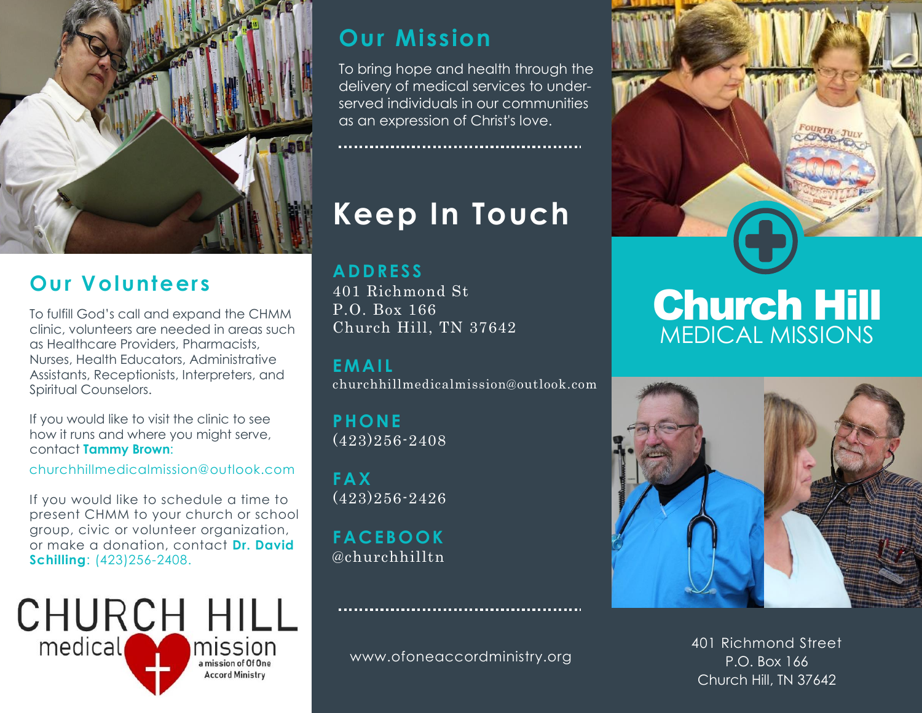## Our Volunteers

To fulfill God's call and expand the CHMM clinic, volunteers are needed in areas such as Healthcare Providers, Pharmacists, Nurses, Health Educators, Administrative Assistants, Receptionists, Interpreters, and Spiritual Counselors.

If you would like to visit the clinic to see how it runs and where you might serve, contact **Tammy Brown**:

churchhillmedicalmission@outlook.com

If you would like to schedule a time to present CHMM to your church or school group, civic or volunteer organization, or make a donation, contact **Dr. David Schilling**: (423)256-2408.

CHURCH HILL medical mission

a mission of Of One Accord Ministry

## Our Mission

To bring hope and health through the delivery of medical services to under-served individuals in our communities as an expression of Christ's love.

# Keep In Touch

**ADDRESS**

401 Richmond St
P.O. Box 166
Church Hill, TN 37642

**EMAIL**

churchhillmedicalmission@outlook.com

**PHONE**

(423)256-2408

**FAX**

(423)256-2426

**FACEBOOK**

@churchhilltn

www.ofoneaccordministry.org

# Church Hill MEDICAL MISSIONS

401 Richmond Street
P.O. Box 166
Church Hill, TN 37642